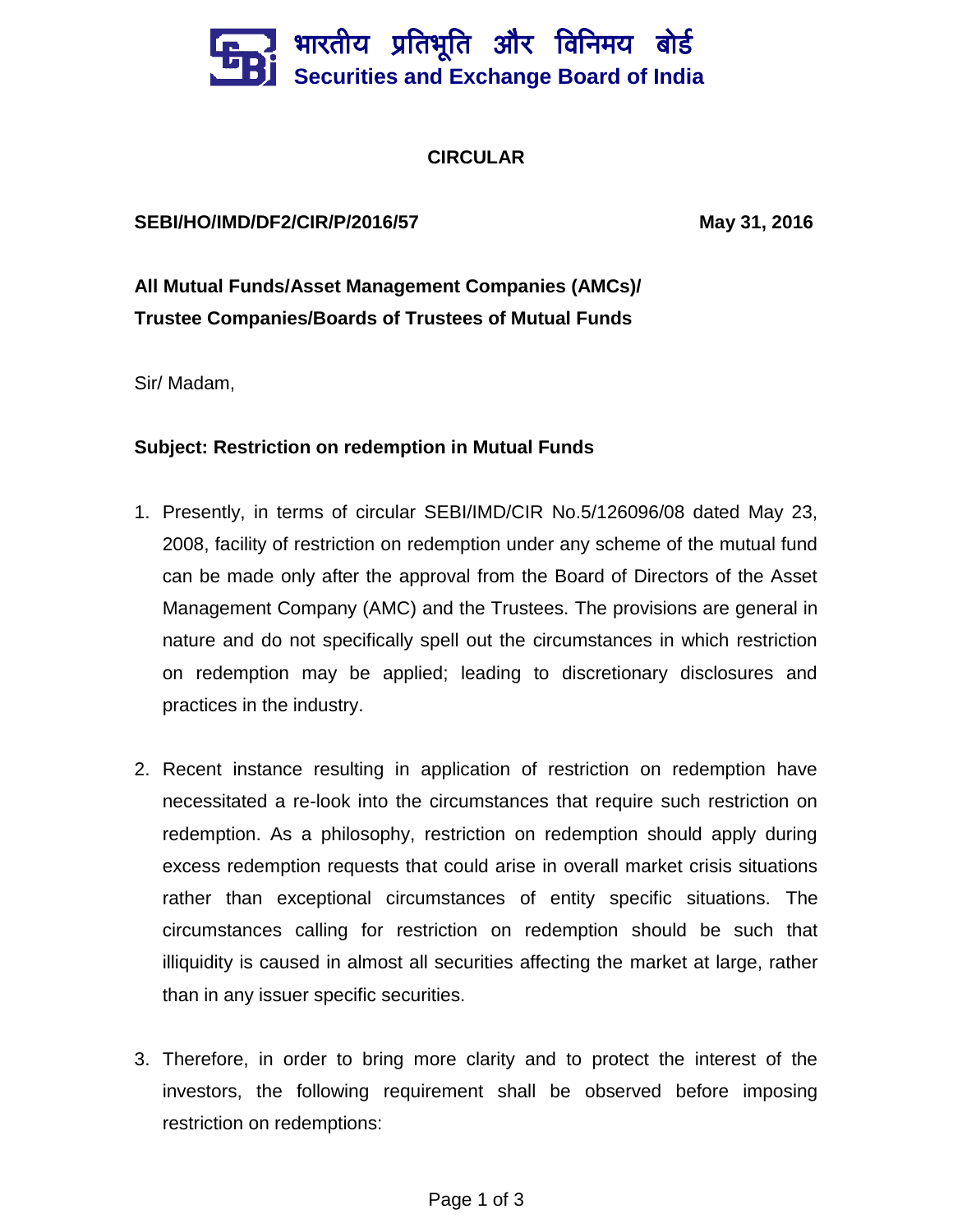भारतीय प्रतिभूति और विनिमय बोर्ड
**Securities and Exchange Board of India**

**CIRCULAR**

**SEBI/HO/IMD/DF2/CIR/P/2016/57** **May 31, 2016**

**All Mutual Funds/Asset Management Companies (AMCs)/**
**Trustee Companies/Boards of Trustees of Mutual Funds**

Sir/ Madam,

**Subject: Restriction on redemption in Mutual Funds**

1. Presently, in terms of circular SEBI/IMD/CIR No.5/126096/08 dated May 23, 2008, facility of restriction on redemption under any scheme of the mutual fund can be made only after the approval from the Board of Directors of the Asset Management Company (AMC) and the Trustees. The provisions are general in nature and do not specifically spell out the circumstances in which restriction on redemption may be applied; leading to discretionary disclosures and practices in the industry.

2. Recent instance resulting in application of restriction on redemption have necessitated a re-look into the circumstances that require such restriction on redemption. As a philosophy, restriction on redemption should apply during excess redemption requests that could arise in overall market crisis situations rather than exceptional circumstances of entity specific situations. The circumstances calling for restriction on redemption should be such that illiquidity is caused in almost all securities affecting the market at large, rather than in any issuer specific securities.

3. Therefore, in order to bring more clarity and to protect the interest of the investors, the following requirement shall be observed before imposing restriction on redemptions: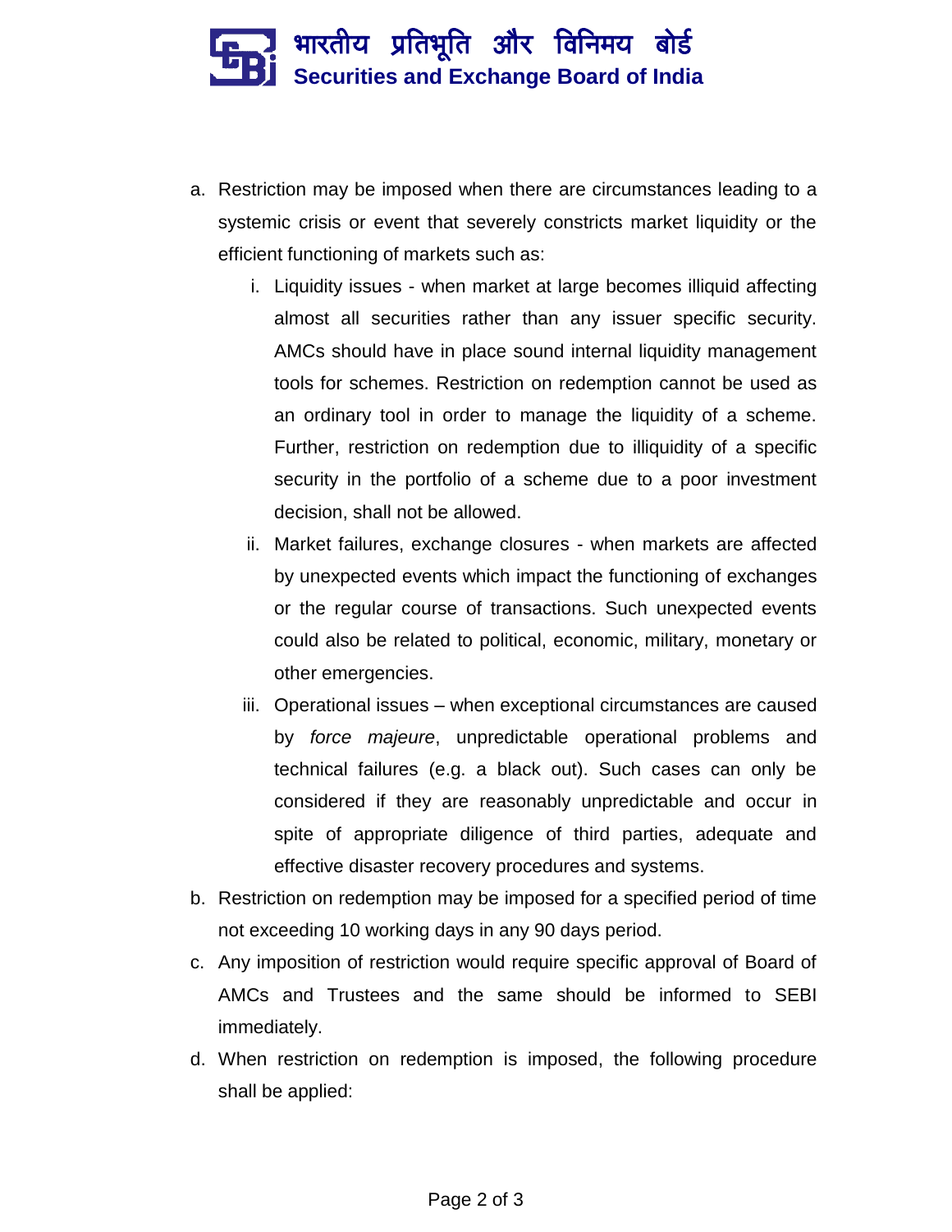a. Restriction may be imposed when there are circumstances leading to a systemic crisis or event that severely constricts market liquidity or the efficient functioning of markets such as:

    i. Liquidity issues - when market at large becomes illiquid affecting almost all securities rather than any issuer specific security. AMCs should have in place sound internal liquidity management tools for schemes. Restriction on redemption cannot be used as an ordinary tool in order to manage the liquidity of a scheme. Further, restriction on redemption due to illiquidity of a specific security in the portfolio of a scheme due to a poor investment decision, shall not be allowed.

    ii. Market failures, exchange closures - when markets are affected by unexpected events which impact the functioning of exchanges or the regular course of transactions. Such unexpected events could also be related to political, economic, military, monetary or other emergencies.

    iii. Operational issues – when exceptional circumstances are caused by *force majeure*, unpredictable operational problems and technical failures (e.g. a black out). Such cases can only be considered if they are reasonably unpredictable and occur in spite of appropriate diligence of third parties, adequate and effective disaster recovery procedures and systems.

b. Restriction on redemption may be imposed for a specified period of time not exceeding 10 working days in any 90 days period.

c. Any imposition of restriction would require specific approval of Board of AMCs and Trustees and the same should be informed to SEBI immediately.

d. When restriction on redemption is imposed, the following procedure shall be applied: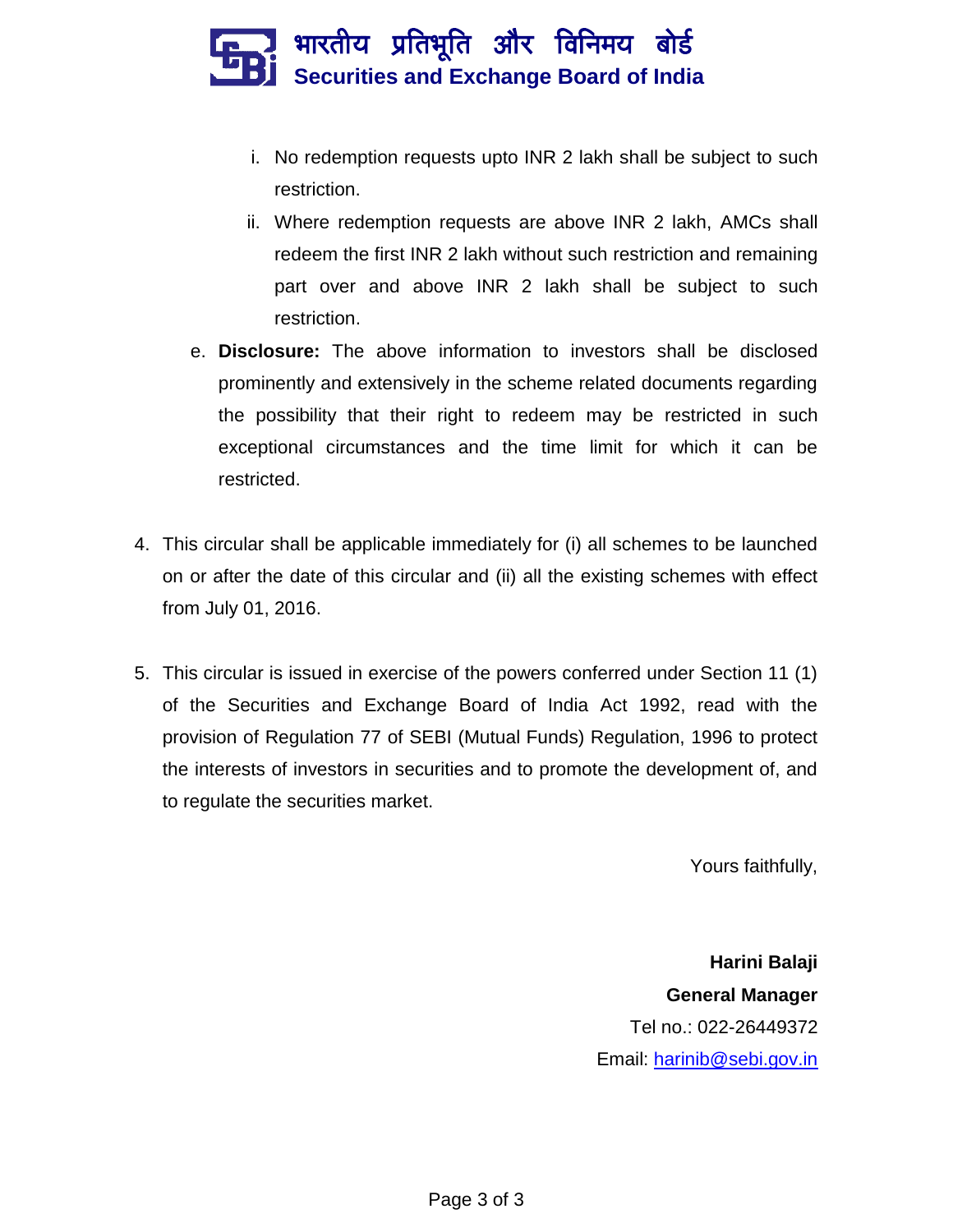i. No redemption requests upto INR 2 lakh shall be subject to such restriction.

   ii. Where redemption requests are above INR 2 lakh, AMCs shall redeem the first INR 2 lakh without such restriction and remaining part over and above INR 2 lakh shall be subject to such restriction.

   e. **Disclosure:** The above information to investors shall be disclosed prominently and extensively in the scheme related documents regarding the possibility that their right to redeem may be restricted in such exceptional circumstances and the time limit for which it can be restricted.

4. This circular shall be applicable immediately for (i) all schemes to be launched on or after the date of this circular and (ii) all the existing schemes with effect from July 01, 2016.

5. This circular is issued in exercise of the powers conferred under Section 11 (1) of the Securities and Exchange Board of India Act 1992, read with the provision of Regulation 77 of SEBI (Mutual Funds) Regulation, 1996 to protect the interests of investors in securities and to promote the development of, and to regulate the securities market.

Yours faithfully,

**Harini Balaji**
**General Manager**
Tel no.: 022-26449372
Email: harinib@sebi.gov.in